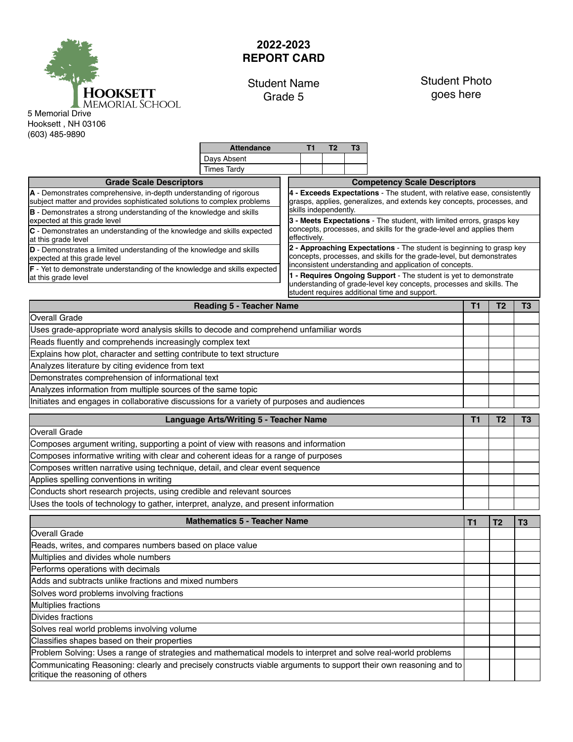**Hookset Memorial School**

5 Memorial Drive
Hooksett , NH 03106
(603) 485-9890

# 2022-2023 REPORT CARD

Student Name
Grade 5

Student Photo goes here

| Attendance | T1 | T2 | T3 |
|---|---|---|---|
| Days Absent | | | |
| Times Tardy | | | |

| Grade Scale Descriptors |
|---|
| **A** - Demonstrates comprehensive, in-depth understanding of rigorous subject matter and provides sophisticated solutions to complex problems |
| **B** - Demonstrates a strong understanding of the knowledge and skills expected at this grade level |
| **C** - Demonstrates an understanding of the knowledge and skills expected at this grade level |
| **D** - Demonstrates a limited understanding of the knowledge and skills expected at this grade level |
| **F** - Yet to demonstrate understanding of the knowledge and skills expected at this grade level |

| Competency Scale Descriptors |
|---|
| **4 - Exceeds Expectations** - The student, with relative ease, consistently grasps, applies, generalizes, and extends key concepts, processes, and skills independently. |
| **3 - Meets Expectations** - The student, with limited errors, grasps key concepts, processes, and skills for the grade-level and applies them effectively. |
| **2 - Approaching Expectations** - The student is beginning to grasp key concepts, processes, and skills for the grade-level, but demonstrates inconsistent understanding and application of concepts. |
| **1 - Requires Ongoing Support** - The student is yet to demonstrate understanding of grade-level key concepts, processes and skills. The student requires additional time and support. |

| Reading 5 - Teacher Name | T1 | T2 | T3 |
|---|---|---|---|
| Overall Grade | | | |
| Uses grade-appropriate word analysis skills to decode and comprehend unfamiliar words | | | |
| Reads fluently and comprehends increasingly complex text | | | |
| Explains how plot, character and setting contribute to text structure | | | |
| Analyzes literature by citing evidence from text | | | |
| Demonstrates comprehension of informational text | | | |
| Analyzes information from multiple sources of the same topic | | | |
| Initiates and engages in collaborative discussions for a variety of purposes and audiences | | | |

| Language Arts/Writing 5 - Teacher Name | T1 | T2 | T3 |
|---|---|---|---|
| Overall Grade | | | |
| Composes argument writing, supporting a point of view with reasons and information | | | |
| Composes informative writing with clear and coherent ideas for a range of purposes | | | |
| Composes written narrative using technique, detail, and clear event sequence | | | |
| Applies spelling conventions in writing | | | |
| Conducts short research projects, using credible and relevant sources | | | |
| Uses the tools of technology to gather, interpret, analyze, and present information | | | |

| Mathematics 5 - Teacher Name | T1 | T2 | T3 |
|---|---|---|---|
| Overall Grade | | | |
| Reads, writes, and compares numbers based on place value | | | |
| Multiplies and divides whole numbers | | | |
| Performs operations with decimals | | | |
| Adds and subtracts unlike fractions and mixed numbers | | | |
| Solves word problems involving fractions | | | |
| Multiplies fractions | | | |
| Divides fractions | | | |
| Solves real world problems involving volume | | | |
| Classifies shapes based on their properties | | | |
| Problem Solving: Uses a range of strategies and mathematical models to interpret and solve real-world problems | | | |
| Communicating Reasoning: clearly and precisely constructs viable arguments to support their own reasoning and to critique the reasoning of others | | | |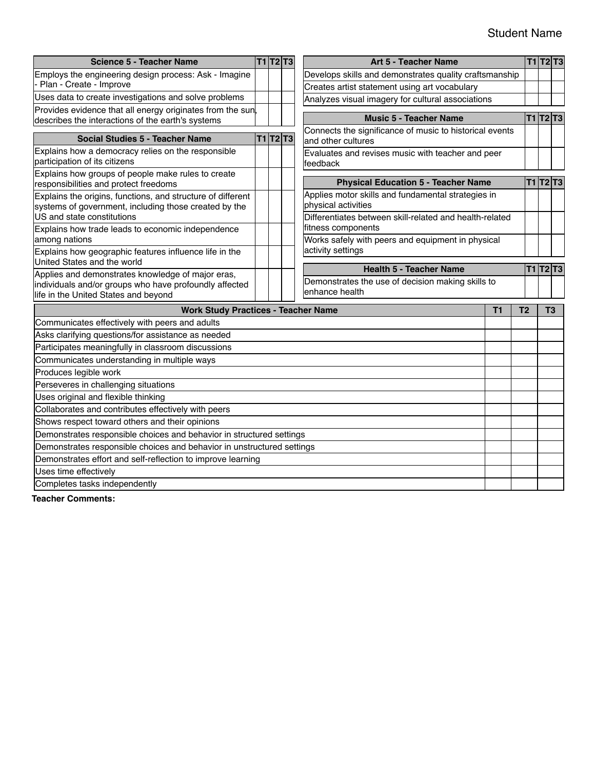Student Name

| Science 5 - Teacher Name | T1 | T2 | T3 |
|---|---|---|---|
| Employs the engineering design process: Ask - Imagine - Plan - Create - Improve | | | |
| Uses data to create investigations and solve problems | | | |
| Provides evidence that all energy originates from the sun, describes the interactions of the earth's systems | | | |

| Social Studies 5 - Teacher Name | T1 | T2 | T3 |
|---|---|---|---|
| Explains how a democracy relies on the responsible participation of its citizens | | | |
| Explains how groups of people make rules to create responsibilities and protect freedoms | | | |
| Explains the origins, functions, and structure of different systems of government, including those created by the US and state constitutions | | | |
| Explains how trade leads to economic independence among nations | | | |
| Explains how geographic features influence life in the United States and the world | | | |
| Applies and demonstrates knowledge of major eras, individuals and/or groups who have profoundly affected life in the United States and beyond | | | |

| Art 5 - Teacher Name | T1 | T2 | T3 |
|---|---|---|---|
| Develops skills and demonstrates quality craftsmanship | | | |
| Creates artist statement using art vocabulary | | | |
| Analyzes visual imagery for cultural associations | | | |

| Music 5 - Teacher Name | T1 | T2 | T3 |
|---|---|---|---|
| Connects the significance of music to historical events and other cultures | | | |
| Evaluates and revises music with teacher and peer feedback | | | |

| Physical Education 5 - Teacher Name | T1 | T2 | T3 |
|---|---|---|---|
| Applies motor skills and fundamental strategies in physical activities | | | |
| Differentiates between skill-related and health-related fitness components | | | |
| Works safely with peers and equipment in physical activity settings | | | |

| Health 5 - Teacher Name | T1 | T2 | T3 |
|---|---|---|---|
| Demonstrates the use of decision making skills to enhance health | | | |

| Work Study Practices - Teacher Name | T1 | T2 | T3 |
|---|---|---|---|
| Communicates effectively with peers and adults | | | |
| Asks clarifying questions/for assistance as needed | | | |
| Participates meaningfully in classroom discussions | | | |
| Communicates understanding in multiple ways | | | |
| Produces legible work | | | |
| Perseveres in challenging situations | | | |
| Uses original and flexible thinking | | | |
| Collaborates and contributes effectively with peers | | | |
| Shows respect toward others and their opinions | | | |
| Demonstrates responsible choices and behavior in structured settings | | | |
| Demonstrates responsible choices and behavior in unstructured settings | | | |
| Demonstrates effort and self-reflection to improve learning | | | |
| Uses time effectively | | | |
| Completes tasks independently | | | |

**Teacher Comments:**